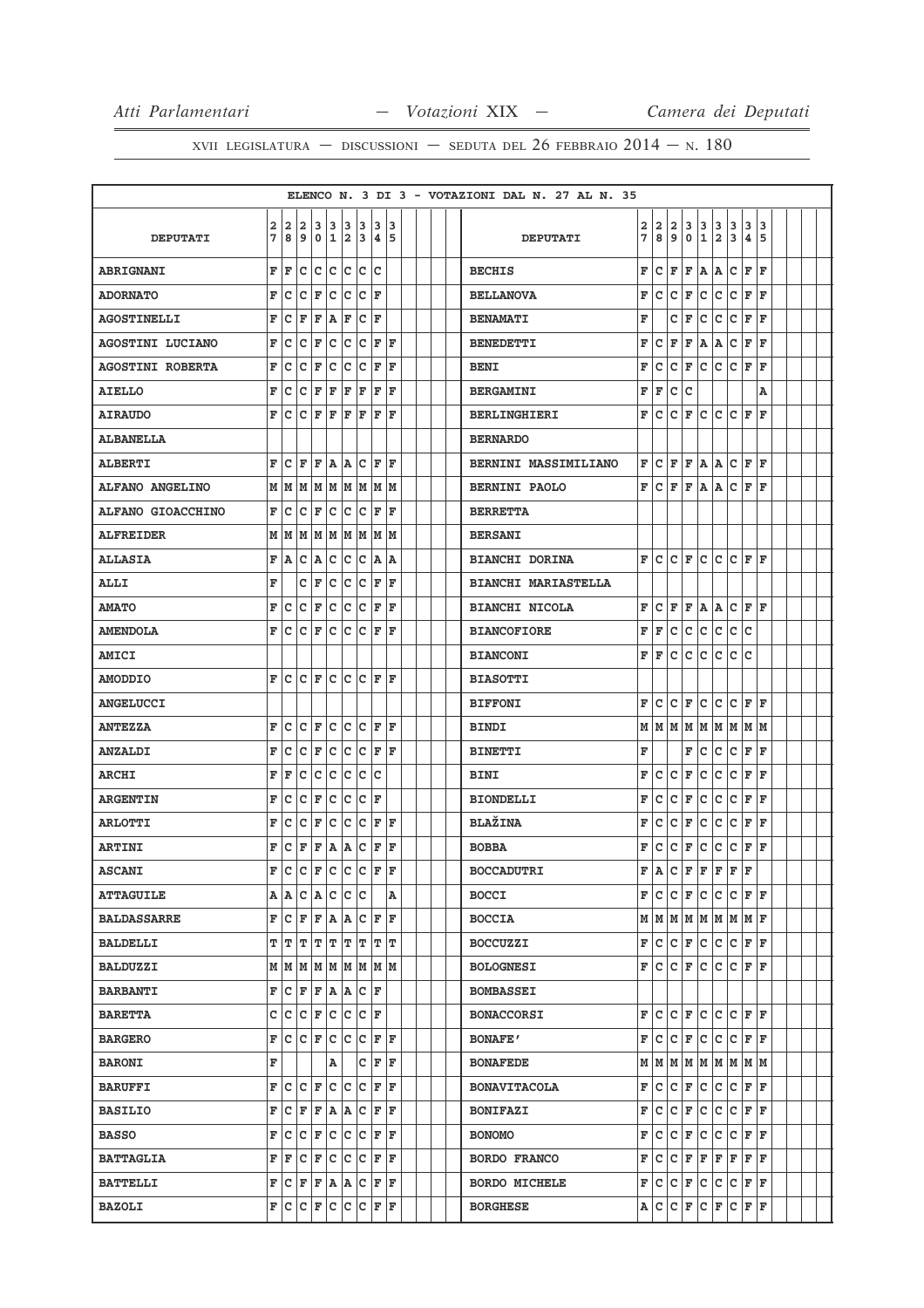ELENCO N. 3 DI 3 - VOTAZIONI DAL N. 27 AL N. 35

| DEPUTATI | 27 | 28 | 29 | 30 | 31 | 32 | 33 | 34 | 35 |
|---|---|---|---|---|---|---|---|---|---|
| **ABRIGNANI** | F | F | C | C | C | C | C | C | |
| **ADORNATO** | F | C | C | F | C | C | C | F | |
| **AGOSTINELLI** | F | C | F | F | A | F | C | F | |
| **AGOSTINI LUCIANO** | F | C | C | F | C | C | C | F | F |
| **AGOSTINI ROBERTA** | F | C | C | F | C | C | C | F | F |
| **AIELLO** | F | C | C | F | F | F | F | F | F |
| **AIRAUDO** | F | C | C | F | F | F | F | F | F |
| **ALBANELLA** | | | | | | | | | |
| **ALBERTI** | F | C | F | F | A | A | C | F | F |
| **ALFANO ANGELINO** | M | M | M | M | M | M | M | M | M |
| **ALFANO GIOACCHINO** | F | C | C | F | C | C | C | F | F |
| **ALFREIDER** | M | M | M | M | M | M | M | M | M |
| **ALLASIA** | F | A | C | A | C | C | C | A | A |
| **ALLI** | F | | C | F | C | C | C | F | F |
| **AMATO** | F | C | C | F | C | C | C | F | F |
| **AMENDOLA** | F | C | C | F | C | C | C | F | F |
| **AMICI** | | | | | | | | | |
| **AMODDIO** | F | C | C | F | C | C | C | F | F |
| **ANGELUCCI** | | | | | | | | | |
| **ANTEZZA** | F | C | C | F | C | C | C | F | F |
| **ANZALDI** | F | C | C | F | C | C | C | F | F |
| **ARCHI** | F | F | C | C | C | C | C | C | |
| **ARGENTIN** | F | C | C | F | C | C | C | F | |
| **ARLOTTI** | F | C | C | F | C | C | C | F | F |
| **ARTINI** | F | C | F | F | A | A | C | F | F |
| **ASCANI** | F | C | C | F | C | C | C | F | F |
| **ATTAGUILE** | A | A | C | A | C | C | C | | A |
| **BALDASSARRE** | F | C | F | F | A | A | C | F | F |
| **BALDELLI** | T | T | T | T | T | T | T | T | T |
| **BALDUZZI** | M | M | M | M | M | M | M | M | M |
| **BARBANTI** | F | C | F | F | A | A | C | F | |
| **BARETTA** | C | C | C | F | C | C | C | F | |
| **BARGERO** | F | C | C | F | C | C | C | F | F |
| **BARONI** | F | | | | A | | C | F | F |
| **BARUFFI** | F | C | C | F | C | C | C | F | F |
| **BASILIO** | F | C | F | F | A | A | C | F | F |
| **BASSO** | F | C | C | F | C | C | C | F | F |
| **BATTAGLIA** | F | F | C | F | C | C | C | F | F |
| **BATTELLI** | F | C | F | F | A | A | C | F | F |
| **BAZOLI** | F | C | C | F | C | C | C | F | F |
| **BECHIS** | F | C | F | F | A | A | C | F | F |
| **BELLANOVA** | F | C | C | F | C | C | C | F | F |
| **BENAMATI** | F | | C | F | C | C | C | F | F |
| **BENEDETTI** | F | C | F | F | A | A | C | F | F |
| **BENI** | F | C | C | F | C | C | C | F | F |
| **BERGAMINI** | F | F | C | C | | | | | A |
| **BERLINGHIERI** | F | C | C | F | C | C | C | F | F |
| **BERNARDO** | | | | | | | | | |
| **BERNINI MASSIMILIANO** | F | C | F | F | A | A | C | F | F |
| **BERNINI PAOLO** | F | C | F | F | A | A | C | F | F |
| **BERRETTA** | | | | | | | | | |
| **BERSANI** | | | | | | | | | |
| **BIANCHI DORINA** | F | C | C | F | C | C | C | F | F |
| **BIANCHI MARIASTELLA** | | | | | | | | | |
| **BIANCHI NICOLA** | F | C | F | F | A | A | C | F | F |
| **BIANCOFIORE** | F | F | C | C | C | C | C | C | |
| **BIANCONI** | F | F | C | C | C | C | C | C | |
| **BIASOTTI** | | | | | | | | | |
| **BIFFONI** | F | C | C | F | C | C | C | F | F |
| **BINDI** | M | M | M | M | M | M | M | M | M |
| **BINETTI** | F | | | F | C | C | C | F | F |
| **BINI** | F | C | C | F | C | C | C | F | F |
| **BIONDELLI** | F | C | C | F | C | C | C | F | F |
| **BLAŽINA** | F | C | C | F | C | C | C | F | F |
| **BOBBA** | F | C | C | F | C | C | C | F | F |
| **BOCCADUTRI** | F | A | C | F | F | F | F | F | |
| **BOCCI** | F | C | C | F | C | C | C | F | F |
| **BOCCIA** | M | M | M | M | M | M | M | M | F |
| **BOCCUZZI** | F | C | C | F | C | C | C | F | F |
| **BOLOGNESI** | F | C | C | F | C | C | C | F | F |
| **BOMBASSEI** | | | | | | | | | |
| **BONACCORSI** | F | C | C | F | C | C | C | F | F |
| **BONAFE'** | F | C | C | F | C | C | C | F | F |
| **BONAFEDE** | M | M | M | M | M | M | M | M | M |
| **BONAVITACOLA** | F | C | C | F | C | C | C | F | F |
| **BONIFAZI** | F | C | C | F | C | C | C | F | F |
| **BONOMO** | F | C | C | F | C | C | C | F | F |
| **BORDO FRANCO** | F | C | C | F | F | F | F | F | F |
| **BORDO MICHELE** | F | C | C | F | C | C | C | F | F |
| **BORGHESE** | A | C | C | F | C | F | C | F | F |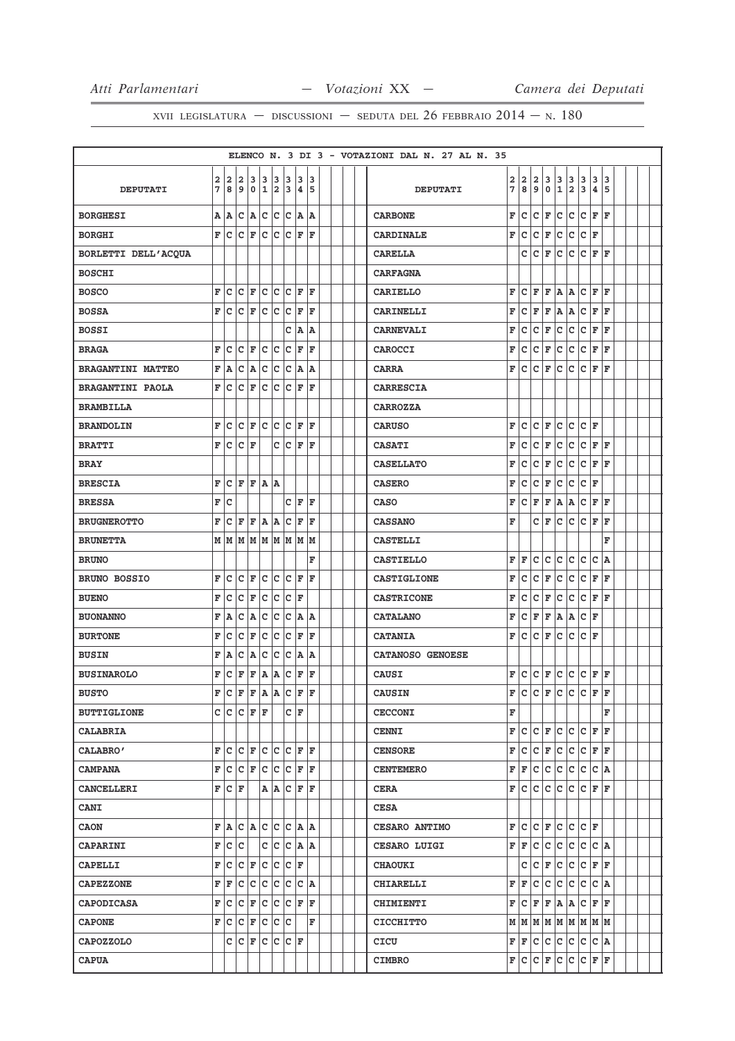ELENCO N. 3 DI 3 - VOTAZIONI DAL N. 27 AL N. 35

| DEPUTATI | 27 | 28 | 29 | 30 | 31 | 32 | 33 | 34 | 35 | DEPUTATI | 27 | 28 | 29 | 30 | 31 | 32 | 33 | 34 | 35 |
|---|---|---|---|---|---|---|---|---|---|---|---|---|---|---|---|---|---|---|---|
| BORGHESI | A | A | C | A | C | C | C | A | A | CARBONE | F | C | C | F | C | C | C | F | F |
| BORGHI | F | C | C | F | C | C | C | F | F | CARDINALE | F | C | C | F | C | C | C | F | |
| BORLETTI DELL'ACQUA | | | | | | | | | | CARELLA | | C | C | F | C | C | C | F | F |
| BOSCHI | | | | | | | | | | CARFAGNA | | | | | | | | | |
| BOSCO | F | C | C | F | C | C | C | F | F | CARIELLO | F | C | F | F | A | A | C | F | F |
| BOSSA | F | C | C | F | C | C | C | F | F | CARINELLI | F | C | F | F | A | A | C | F | F |
| BOSSI | | | | | | | C | A | A | CARNEVALI | F | C | C | F | C | C | C | F | F |
| BRAGA | F | C | C | F | C | C | C | F | F | CAROCCI | F | C | C | F | C | C | C | F | F |
| BRAGANTINI MATTEO | F | A | C | A | C | C | C | A | A | CARRA | F | C | C | F | C | C | C | F | F |
| BRAGANTINI PAOLA | F | C | C | F | C | C | C | F | F | CARRESCIA | | | | | | | | | |
| BRAMBILLA | | | | | | | | | | CARROZZA | | | | | | | | | |
| BRANDOLIN | F | C | C | F | C | C | C | F | F | CARUSO | F | C | C | F | C | C | C | F | |
| BRATTI | F | C | C | F | | C | C | F | F | CASATI | F | C | C | F | C | C | C | F | F |
| BRAY | | | | | | | | | | CASELLATO | F | C | C | F | C | C | C | F | F |
| BRESCIA | F | C | F | F | A | A | | | | CASERO | F | C | C | F | C | C | C | F | |
| BRESSA | F | C | | | | | C | F | F | CASO | F | C | F | F | A | A | C | F | F |
| BRUGNEROTTO | F | C | F | F | A | A | C | F | F | CASSANO | F | | C | F | C | C | C | F | F |
| BRUNETTA | M | M | M | M | M | M | M | M | M | CASTELLI | | | | | | | | | F |
| BRUNO | | | | | | | | | F | CASTIELLO | F | F | C | C | C | C | C | C | A |
| BRUNO BOSSIO | F | C | C | F | C | C | C | F | F | CASTIGLIONE | F | C | C | F | C | C | C | F | F |
| BUENO | F | C | C | F | C | C | C | F | | CASTRICONE | F | C | C | F | C | C | C | F | F |
| BUONANNO | F | A | C | A | C | C | C | A | A | CATALANO | F | C | F | F | A | A | C | F | |
| BURTONE | F | C | C | F | C | C | C | F | F | CATANIA | F | C | C | F | C | C | C | F | |
| BUSIN | F | A | C | A | C | C | C | A | A | CATANOSO GENOESE | | | | | | | | | |
| BUSINAROLO | F | C | F | F | A | A | C | F | F | CAUSI | F | C | C | F | C | C | C | F | F |
| BUSTO | F | C | F | F | A | A | C | F | F | CAUSIN | F | C | C | F | C | C | C | F | F |
| BUTTIGLIONE | C | C | C | F | F | | C | F | | CECCONI | F | | | | | | | | F |
| CALABRIA | | | | | | | | | | CENNI | F | C | C | F | C | C | C | F | F |
| CALABRO' | F | C | C | F | C | C | C | F | F | CENSORE | F | C | C | F | C | C | C | F | F |
| CAMPANA | F | C | C | F | C | C | C | F | F | CENTEMERO | F | F | C | C | C | C | C | C | A |
| CANCELLERI | F | C | F | | A | A | C | F | F | CERA | F | C | C | C | C | C | C | F | F |
| CANI | | | | | | | | | | CESA | | | | | | | | | |
| CAON | F | A | C | A | C | C | C | A | A | CESARO ANTIMO | F | C | C | F | C | C | C | F | |
| CAPARINI | F | C | C | | C | C | C | A | A | CESARO LUIGI | F | F | C | C | C | C | C | C | A |
| CAPELLI | F | C | C | F | C | C | C | F | | CHAOUKI | | C | C | F | C | C | C | F | F |
| CAPEZZONE | F | F | C | C | C | C | C | C | A | CHIARELLI | F | F | C | C | C | C | C | C | A |
| CAPODICASA | F | C | C | F | C | C | C | F | F | CHIMIENTI | F | C | F | F | A | A | C | F | F |
| CAPONE | F | C | C | F | C | C | C | | F | CICCHITTO | M | M | M | M | M | M | M | M | M |
| CAPOZZOLO | | C | C | F | C | C | C | F | | CICU | F | F | C | C | C | C | C | C | A |
| CAPUA | | | | | | | | | | CIMBRO | F | C | C | F | C | C | C | F | F |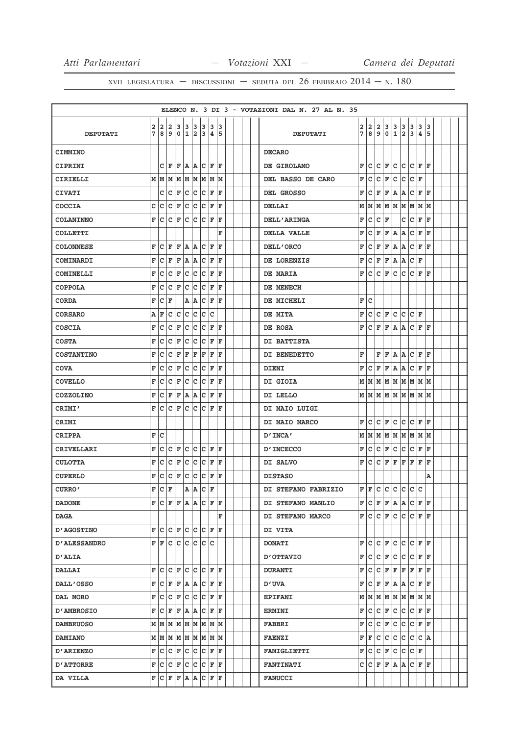ELENCO N. 3 DI 3 - VOTAZIONI DAL N. 27 AL N. 35

| DEPUTATI | 27 | 28 | 29 | 30 | 31 | 32 | 33 | 34 | 35 | DEPUTATI | 27 | 28 | 29 | 30 | 31 | 32 | 33 | 34 | 35 |
|---|---|---|---|---|---|---|---|---|---|---|---|---|---|---|---|---|---|---|---|
| CIMMINO | | | | | | | | | | DECARO | | | | | | | | | |
| CIPRINI | | C | F | F | A | A | C | F | F | DE GIROLAMO | F | C | C | F | C | C | C | F | F |
| CIRIELLI | M | M | M | M | M | M | M | M | M | DEL BASSO DE CARO | F | C | C | F | C | C | C | F | |
| CIVATI | | C | C | F | C | C | C | F | F | DEL GROSSO | F | C | F | F | A | A | C | F | F |
| COCCIA | C | C | C | F | C | C | C | F | F | DELLAI | M | M | M | M | M | M | M | M | M |
| COLANINNO | F | C | C | F | C | C | C | F | F | DELL'ARINGA | F | C | C | F | | C | C | F | F |
| COLLETTI | | | | | | | | | F | DELLA VALLE | F | C | F | F | A | A | C | F | F |
| COLONNESE | F | C | F | F | A | A | C | F | F | DELL'ORCO | F | C | F | F | A | A | C | F | F |
| COMINARDI | F | C | F | F | A | A | C | F | F | DE LORENZIS | F | C | F | F | A | A | C | F | |
| COMINELLI | F | C | C | F | C | C | C | F | F | DE MARIA | F | C | C | F | C | C | C | F | F |
| COPPOLA | F | C | C | F | C | C | C | F | F | DE MENECH | | | | | | | | | |
| CORDA | F | C | F | | A | A | C | F | F | DE MICHELI | F | C | | | | | | | |
| CORSARO | A | F | C | C | C | C | C | C | | DE MITA | F | C | C | F | C | C | C | F | |
| COSCIA | F | C | C | F | C | C | C | F | F | DE ROSA | F | C | F | F | A | A | C | F | F |
| COSTA | F | C | C | F | C | C | C | F | F | DI BATTISTA | | | | | | | | | |
| COSTANTINO | F | C | C | F | F | F | F | F | F | DI BENEDETTO | F | | F | F | A | A | C | F | F |
| COVA | F | C | C | F | C | C | C | F | F | DIENI | F | C | F | F | A | A | C | F | F |
| COVELLO | F | C | C | F | C | C | C | F | F | DI GIOIA | M | M | M | M | M | M | M | M | M |
| COZZOLINO | F | C | F | F | A | A | C | F | F | DI LELLO | M | M | M | M | M | M | M | M | M |
| CRIMI' | F | C | C | F | C | C | C | F | F | DI MAIO LUIGI | | | | | | | | | |
| CRIMI | | | | | | | | | | DI MAIO MARCO | F | C | C | F | C | C | C | F | F |
| CRIPPA | F | C | | | | | | | | D'INCA' | M | M | M | M | M | M | M | M | M |
| CRIVELLARI | F | C | C | F | C | C | C | F | F | D'INCECCO | F | C | C | F | C | C | C | F | F |
| CULOTTA | F | C | C | F | C | C | C | F | F | DI SALVO | F | C | C | F | F | F | F | F | F |
| CUPERLO | F | C | C | F | C | C | C | F | F | DISTASO | | | | | | | | | A |
| CURRO' | F | C | F | | A | A | C | F | | DI STEFANO FABRIZIO | F | F | C | C | C | C | C | C | |
| DADONE | F | C | F | F | A | A | C | F | F | DI STEFANO MANLIO | F | C | F | F | A | A | C | F | F |
| DAGA | | | | | | | | | F | DI STEFANO MARCO | F | C | C | F | C | C | C | F | F |
| D'AGOSTINO | F | C | C | F | C | C | C | F | F | DI VITA | | | | | | | | | |
| D'ALESSANDRO | F | F | C | C | C | C | C | C | | DONATI | F | C | C | F | C | C | C | F | F |
| D'ALIA | | | | | | | | | | D'OTTAVIO | F | C | C | F | C | C | C | F | F |
| DALLAI | F | C | C | F | C | C | C | F | F | DURANTI | F | C | C | F | F | F | F | F | F |
| DALL'OSSO | F | C | F | F | A | A | C | F | F | D'UVA | F | C | F | F | A | A | C | F | F |
| DAL MORO | F | C | C | F | C | C | C | F | F | EPIFANI | M | M | M | M | M | M | M | M | M |
| D'AMBROSIO | F | C | F | F | A | A | C | F | F | ERMINI | F | C | C | F | C | C | C | F | F |
| DAMBRUOSO | M | M | M | M | M | M | M | M | M | FABBRI | F | C | C | F | C | C | C | F | F |
| DAMIANO | M | M | M | M | M | M | M | M | M | FAENZI | F | F | C | C | C | C | C | C | A |
| D'ARIENZO | F | C | C | F | C | C | C | F | F | FAMIGLIETTI | F | C | C | F | C | C | C | F | |
| D'ATTORRE | F | C | C | F | C | C | C | F | F | FANTINATI | C | C | F | F | A | A | C | F | F |
| DA VILLA | F | C | F | F | A | A | C | F | F | FANUCCI | | | | | | | | | |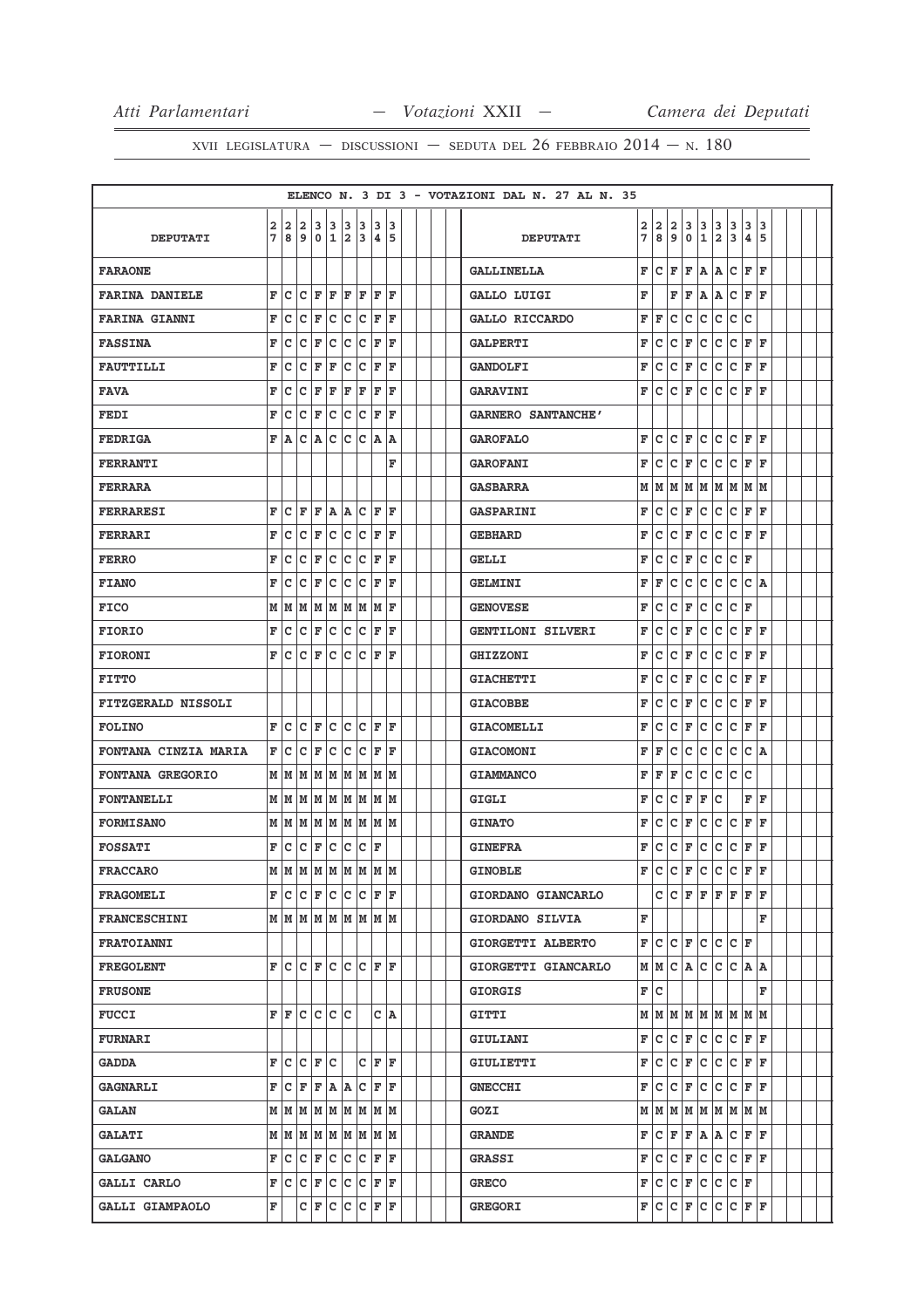ELENCO N. 3 DI 3 - VOTAZIONI DAL N. 27 AL N. 35

| DEPUTATI | 27 | 28 | 29 | 30 | 31 | 32 | 33 | 34 | 35 | DEPUTATI | 27 | 28 | 29 | 30 | 31 | 32 | 33 | 34 | 35 |
|---|---|---|---|---|---|---|---|---|---|---|---|---|---|---|---|---|---|---|---|
| FARAONE | | | | | | | | | | GALLINELLA | F | C | F | F | A | A | C | F | F |
| FARINA DANIELE | F | C | C | F | F | F | F | F | F | GALLO LUIGI | F | | F | F | A | A | C | F | F |
| FARINA GIANNI | F | C | C | F | C | C | C | F | F | GALLO RICCARDO | F | F | C | C | C | C | C | C | |
| FASSINA | F | C | C | F | C | C | C | F | F | GALPERTI | F | C | C | F | C | C | C | F | F |
| FAUTTILLI | F | C | C | F | F | C | C | F | F | GANDOLFI | F | C | C | F | C | C | C | F | F |
| FAVA | F | C | C | F | F | F | F | F | F | GARAVINI | F | C | C | F | C | C | C | F | F |
| FEDI | F | C | C | F | C | C | C | F | F | GARNERO SANTANCHE' | | | | | | | | | |
| FEDRIGA | F | A | C | A | C | C | C | A | A | GAROFALO | F | C | C | F | C | C | C | F | F |
| FERRANTI | | | | | | | | | F | GAROFANI | F | C | C | F | C | C | C | F | F |
| FERRARA | | | | | | | | | | GASBARRA | M | M | M | M | M | M | M | M | M |
| FERRARESI | F | C | F | F | A | A | C | F | F | GASPARINI | F | C | C | F | C | C | C | F | F |
| FERRARI | F | C | C | F | C | C | C | F | F | GEBHARD | F | C | C | F | C | C | C | F | F |
| FERRO | F | C | C | F | C | C | C | F | F | GELLI | F | C | C | F | C | C | C | F | |
| FIANO | F | C | C | F | C | C | C | F | F | GELMINI | F | F | C | C | C | C | C | C | A |
| FICO | M | M | M | M | M | M | M | M | F | GENOVESE | F | C | C | F | C | C | C | F | |
| FIORIO | F | C | C | F | C | C | C | F | F | GENTILONI SILVERI | F | C | C | F | C | C | C | F | F |
| FIORONI | F | C | C | F | C | C | C | F | F | GHIZZONI | F | C | C | F | C | C | C | F | F |
| FITTO | | | | | | | | | | GIACHETTI | F | C | C | F | C | C | C | F | F |
| FITZGERALD NISSOLI | | | | | | | | | | GIACOBBE | F | C | C | F | C | C | C | F | F |
| FOLINO | F | C | C | F | C | C | C | F | F | GIACOMELLI | F | C | C | F | C | C | C | F | F |
| FONTANA CINZIA MARIA | F | C | C | F | C | C | C | F | F | GIACOMONI | F | F | C | C | C | C | C | C | A |
| FONTANA GREGORIO | M | M | M | M | M | M | M | M | M | GIAMMANCO | F | F | F | C | C | C | C | C | |
| FONTANELLI | M | M | M | M | M | M | M | M | M | GIGLI | F | C | C | F | F | C | | F | F |
| FORMISANO | M | M | M | M | M | M | M | M | M | GINATO | F | C | C | F | C | C | C | F | F |
| FOSSATI | F | C | C | F | C | C | C | F | | GINEFRA | F | C | C | F | C | C | C | F | F |
| FRACCARO | M | M | M | M | M | M | M | M | M | GINOBLE | F | C | C | F | C | C | C | F | F |
| FRAGOMELI | F | C | C | F | C | C | C | F | F | GIORDANO GIANCARLO | | C | C | F | F | F | F | F | F |
| FRANCESCHINI | M | M | M | M | M | M | M | M | M | GIORDANO SILVIA | F | | | | | | | | F |
| FRATOIANNI | | | | | | | | | | GIORGETTI ALBERTO | F | C | C | F | C | C | C | F | |
| FREGOLENT | F | C | C | F | C | C | C | F | F | GIORGETTI GIANCARLO | M | M | C | A | C | C | C | A | A |
| FRUSONE | | | | | | | | | | GIORGIS | F | C | | | | | | | F |
| FUCCI | F | F | C | C | C | C | | C | A | GITTI | M | M | M | M | M | M | M | M | M |
| FURNARI | | | | | | | | | | GIULIANI | F | C | C | F | C | C | C | F | F |
| GADDA | F | C | C | F | C | | C | F | F | GIULIETTI | F | C | C | F | C | C | C | F | F |
| GAGNARLI | F | C | F | F | A | A | C | F | F | GNECCHI | F | C | C | F | C | C | C | F | F |
| GALAN | M | M | M | M | M | M | M | M | M | GOZI | M | M | M | M | M | M | M | M | M |
| GALATI | M | M | M | M | M | M | M | M | M | GRANDE | F | C | F | F | A | A | C | F | F |
| GALGANO | F | C | C | F | C | C | C | F | F | GRASSI | F | C | C | F | C | C | C | F | F |
| GALLI CARLO | F | C | C | F | C | C | C | F | F | GRECO | F | C | C | F | C | C | C | F | |
| GALLI GIAMPAOLO | F | | C | F | C | C | C | F | F | GREGORI | F | C | C | F | C | C | C | F | F |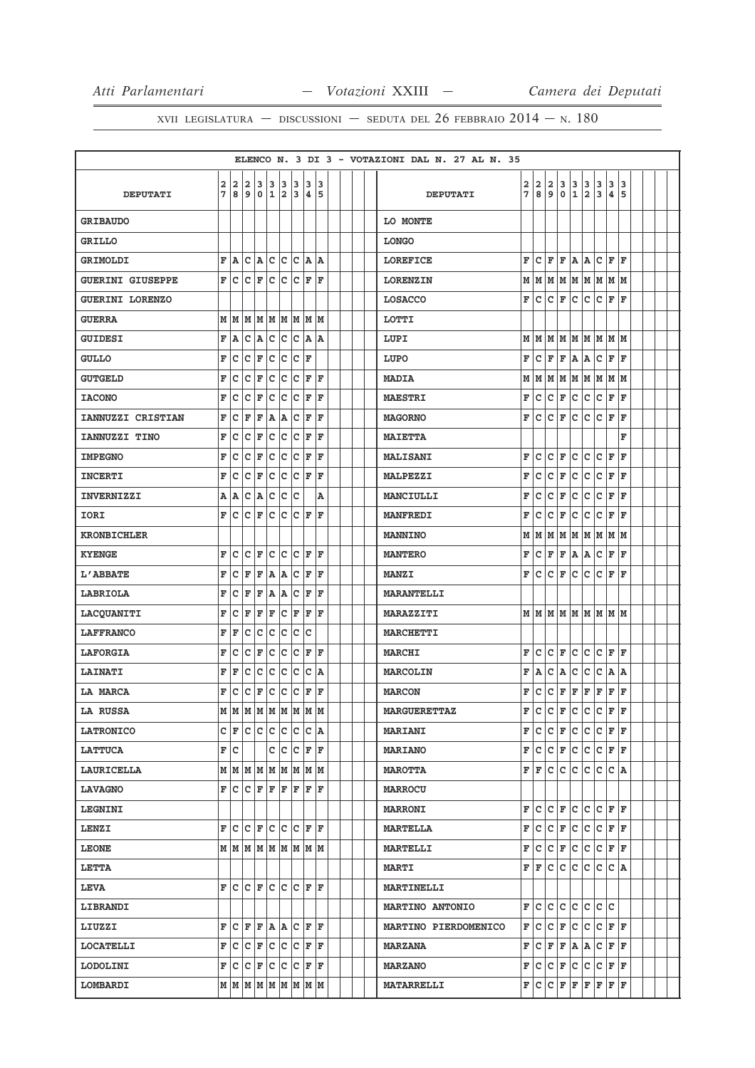ELENCO N. 3 DI 3 - VOTAZIONI DAL N. 27 AL N. 35

| DEPUTATI | 27 | 28 | 29 | 30 | 31 | 32 | 33 | 34 | 35 | DEPUTATI | 27 | 28 | 29 | 30 | 31 | 32 | 33 | 34 | 35 |
|---|---|---|---|---|---|---|---|---|---|---|---|---|---|---|---|---|---|---|---|
| GRIBAUDO | | | | | | | | | | LO MONTE | | | | | | | | | |
| GRILLO | | | | | | | | | | LONGO | | | | | | | | | |
| GRIMOLDI | F | A | C | A | C | C | C | A | A | LOREFICE | F | C | F | F | A | A | C | F | F |
| GUERINI GIUSEPPE | F | C | C | F | C | C | C | F | F | LORENZIN | M | M | M | M | M | M | M | M | M |
| GUERINI LORENZO | | | | | | | | | | LOSACCO | F | C | C | F | C | C | C | F | F |
| GUERRA | M | M | M | M | M | M | M | M | M | LOTTI | | | | | | | | | |
| GUIDESI | F | A | C | A | C | C | C | A | A | LUPI | M | M | M | M | M | M | M | M | M |
| GULLO | F | C | C | F | C | C | C | F | | LUPO | F | C | F | F | A | A | C | F | F |
| GUTGELD | F | C | C | F | C | C | C | F | F | MADIA | M | M | M | M | M | M | M | M | M |
| IACONO | F | C | C | F | C | C | C | F | F | MAESTRI | F | C | C | F | C | C | C | F | F |
| IANNUZZI CRISTIAN | F | C | F | F | A | A | C | F | F | MAGORNO | F | C | C | F | C | C | C | F | F |
| IANNUZZI TINO | F | C | C | F | C | C | C | F | F | MAIETTA | | | | | | | | | F |
| IMPEGNO | F | C | C | F | C | C | C | F | F | MALISANI | F | C | C | F | C | C | C | F | F |
| INCERTI | F | C | C | F | C | C | C | F | F | MALPEZZI | F | C | C | F | C | C | C | F | F |
| INVERNIZZI | A | A | C | A | C | C | C | | A | MANCIULLI | F | C | C | F | C | C | C | F | F |
| IORI | F | C | C | F | C | C | C | F | F | MANFREDI | F | C | C | F | C | C | C | F | F |
| KRONBICHLER | | | | | | | | | | MANNINO | M | M | M | M | M | M | M | M | M |
| KYENGE | F | C | C | F | C | C | C | F | F | MANTERO | F | C | F | F | A | A | C | F | F |
| L'ABBATE | F | C | F | F | A | A | C | F | F | MANZI | F | C | C | F | C | C | C | F | F |
| LABRIOLA | F | C | F | F | A | A | C | F | F | MARANTELLI | | | | | | | | | |
| LACQUANITI | F | C | F | F | F | C | F | F | F | MARAZZITI | M | M | M | M | M | M | M | M | M |
| LAFFRANCO | F | F | C | C | C | C | C | C | | MARCHETTI | | | | | | | | | |
| LAFORGIA | F | C | C | F | C | C | C | F | F | MARCHI | F | C | C | F | C | C | C | F | F |
| LAINATI | F | F | C | C | C | C | C | C | A | MARCOLIN | F | A | C | A | C | C | C | A | A |
| LA MARCA | F | C | C | F | C | C | C | F | F | MARCON | F | C | C | F | F | F | F | F | F |
| LA RUSSA | M | M | M | M | M | M | M | M | M | MARGUERETTAZ | F | C | C | F | C | C | C | F | F |
| LATRONICO | C | F | C | C | C | C | C | C | A | MARIANI | F | C | C | F | C | C | C | F | F |
| LATTUCA | F | C | | | C | C | C | F | F | MARIANO | F | C | C | F | C | C | C | F | F |
| LAURICELLA | M | M | M | M | M | M | M | M | M | MAROTTA | F | F | C | C | C | C | C | C | A |
| LAVAGNO | F | C | C | F | F | F | F | F | F | MARROCU | | | | | | | | | |
| LEGNINI | | | | | | | | | | MARRONI | F | C | C | F | C | C | C | F | F |
| LENZI | F | C | C | F | C | C | C | F | F | MARTELLA | F | C | C | F | C | C | C | F | F |
| LEONE | M | M | M | M | M | M | M | M | M | MARTELLI | F | C | C | F | C | C | C | F | F |
| LETTA | | | | | | | | | | MARTI | F | F | C | C | C | C | C | C | A |
| LEVA | F | C | C | F | C | C | C | F | F | MARTINELLI | | | | | | | | | |
| LIBRANDI | | | | | | | | | | MARTINO ANTONIO | F | C | C | C | C | C | C | C | |
| LIUZZI | F | C | F | F | A | A | C | F | F | MARTINO PIERDOMENICO | F | C | C | F | C | C | C | F | F |
| LOCATELLI | F | C | C | F | C | C | C | F | F | MARZANA | F | C | F | F | A | A | C | F | F |
| LODOLINI | F | C | C | F | C | C | C | F | F | MARZANO | F | C | C | F | C | C | C | F | F |
| LOMBARDI | M | M | M | M | M | M | M | M | M | MATARRELLI | F | C | C | F | F | F | F | F | F |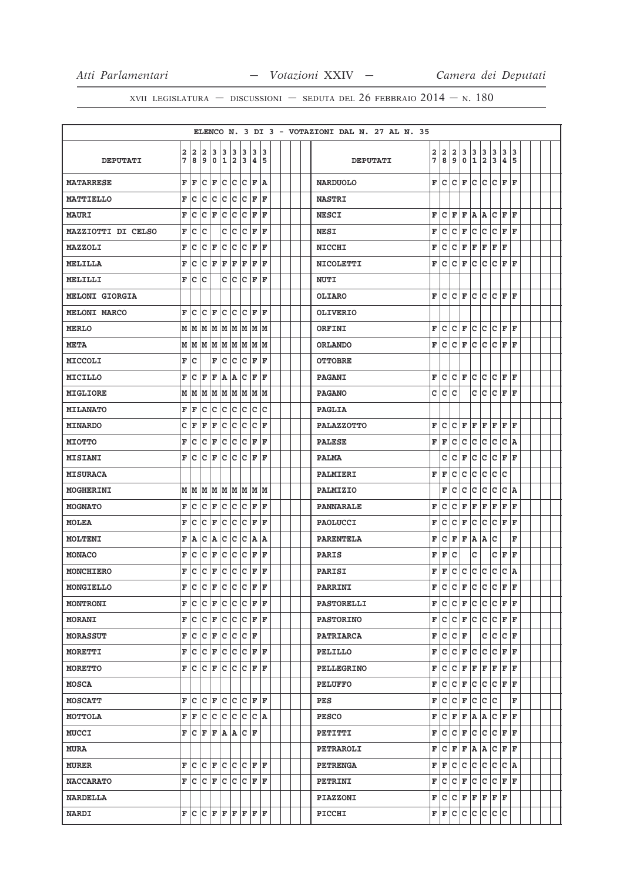XVII LEGISLATURA — DISCUSSIONI — SEDUTA DEL 26 FEBBRAIO 2014 — N. 180

ELENCO N. 3 DI 3 - VOTAZIONI DAL N. 27 AL N. 35

| DEPUTATI | 27 | 28 | 29 | 30 | 31 | 32 | 33 | 34 | 35 | DEPUTATI | 27 | 28 | 29 | 30 | 31 | 32 | 33 | 34 | 35 |
|---|---|---|---|---|---|---|---|---|---|---|---|---|---|---|---|---|---|---|---|
| MATARRESE | F | F | C | F | C | C | C | F | A | NARDUOLO | F | C | C | F | C | C | C | F | F |
| MATTIELLO | F | C | C | C | C | C | C | F | F | NASTRI | | | | | | | | | |
| MAURI | F | C | C | F | C | C | C | F | F | NESCI | F | C | F | F | A | A | C | F | F |
| MAZZIOTTI DI CELSO | F | C | C | | C | C | C | F | F | NESI | F | C | C | F | C | C | C | F | F |
| MAZZOLI | F | C | C | F | C | C | C | F | F | NICCHI | F | C | C | F | F | F | F | F | |
| MELILLA | F | C | C | F | F | F | F | F | F | NICOLETTI | F | C | C | F | C | C | C | F | F |
| MELILLI | F | C | C | | C | C | C | F | F | NUTI | | | | | | | | | |
| MELONI GIORGIA | | | | | | | | | | OLIARO | F | C | C | F | C | C | C | F | F |
| MELONI MARCO | F | C | C | F | C | C | C | F | F | OLIVERIO | | | | | | | | | |
| MERLO | M | M | M | M | M | M | M | M | M | ORFINI | F | C | C | F | C | C | C | F | F |
| META | M | M | M | M | M | M | M | M | M | ORLANDO | F | C | C | F | C | C | C | F | F |
| MICCOLI | F | C | | F | C | C | C | F | F | OTTOBRE | | | | | | | | | |
| MICILLO | F | C | F | F | A | A | C | F | F | PAGANI | F | C | C | F | C | C | C | F | F |
| MIGLIORE | M | M | M | M | M | M | M | M | M | PAGANO | C | C | C | | C | C | C | F | F |
| MILANATO | F | F | C | C | C | C | C | C | C | PAGLIA | | | | | | | | | |
| MINARDO | C | F | F | F | C | C | C | C | F | PALAZZOTTO | F | C | C | F | F | F | F | F | F |
| MIOTTO | F | C | C | F | C | C | C | F | F | PALESE | F | F | C | C | C | C | C | C | A |
| MISIANI | F | C | C | F | C | C | C | F | F | PALMA | | C | C | F | C | C | C | F | F |
| MISURACA | | | | | | | | | | PALMIERI | F | F | C | C | C | C | C | C | |
| MOGHERINI | M | M | M | M | M | M | M | M | M | PALMIZIO | | F | C | C | C | C | C | C | A |
| MOGNATO | F | C | C | F | C | C | C | F | F | PANNARALE | F | C | C | F | F | F | F | F | F |
| MOLEA | F | C | C | F | C | C | C | F | F | PAOLUCCI | F | C | C | F | C | C | C | F | F |
| MOLTENI | F | A | C | A | C | C | C | A | A | PARENTELA | F | C | F | F | A | A | C | | F |
| MONACO | F | C | C | F | C | C | C | F | F | PARIS | F | F | C | | C | | C | F | F |
| MONCHIERO | F | C | C | F | C | C | C | F | F | PARISI | F | F | C | C | C | C | C | C | A |
| MONGIELLO | F | C | C | F | C | C | C | F | F | PARRINI | F | C | C | F | C | C | C | F | F |
| MONTRONI | F | C | C | F | C | C | C | F | F | PASTORELLI | F | C | C | F | C | C | C | F | F |
| MORANI | F | C | C | F | C | C | C | F | F | PASTORINO | F | C | C | F | C | C | C | F | F |
| MORASSUT | F | C | C | F | C | C | C | F | | PATRIARCA | F | C | C | F | | C | C | C | F |
| MORETTI | F | C | C | F | C | C | C | F | F | PELILLO | F | C | C | F | C | C | C | F | F |
| MORETTO | F | C | C | F | C | C | C | F | F | PELLEGRINO | F | C | C | F | F | F | F | F | F |
| MOSCA | | | | | | | | | | PELUFFO | F | C | C | F | C | C | C | F | F |
| MOSCATT | F | C | C | F | C | C | C | F | F | PES | F | C | C | F | C | C | C | | F |
| MOTTOLA | F | F | C | C | C | C | C | C | A | PESCO | F | C | F | F | A | A | C | F | F |
| MUCCI | F | C | F | F | A | A | C | F | | PETITTI | F | C | C | F | C | C | C | F | F |
| MURA | | | | | | | | | | PETRAROLI | F | C | F | F | A | A | C | F | F |
| MURER | F | C | C | F | C | C | C | F | F | PETRENGA | F | F | C | C | C | C | C | C | A |
| NACCARATO | F | C | C | F | C | C | C | F | F | PETRINI | F | C | C | F | C | C | C | F | F |
| NARDELLA | | | | | | | | | | PIAZZONI | F | C | C | F | F | F | F | F | |
| NARDI | F | C | C | F | F | F | F | F | F | PICCHI | F | F | C | C | C | C | C | C | |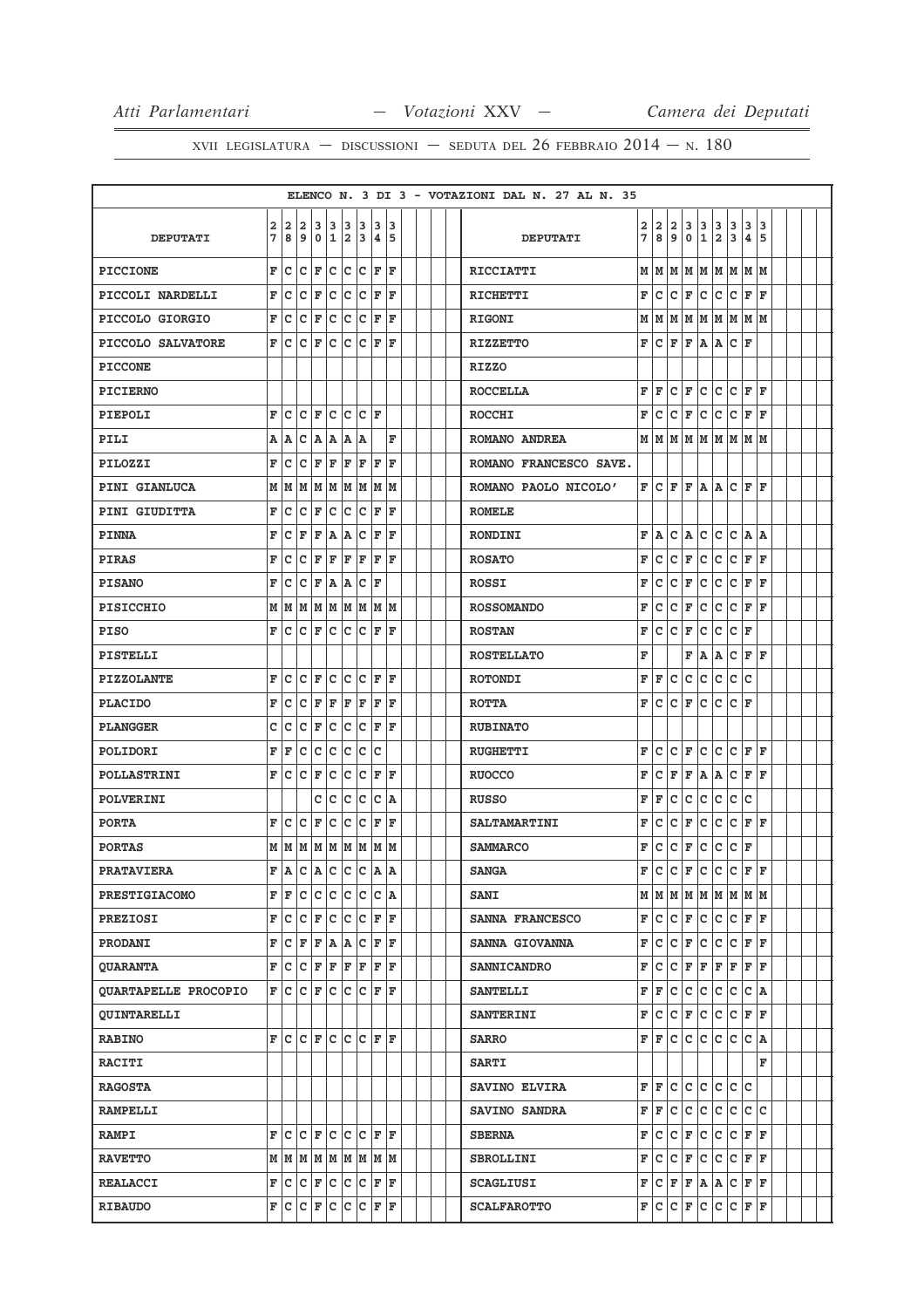XVII LEGISLATURA — DISCUSSIONI — SEDUTA DEL 26 FEBBRAIO 2014 — N. 180

ELENCO N. 3 DI 3 - VOTAZIONI DAL N. 27 AL N. 35

| DEPUTATI | 27 | 28 | 29 | 30 | 31 | 32 | 33 | 34 | 35 | DEPUTATI | 27 | 28 | 29 | 30 | 31 | 32 | 33 | 34 | 35 |
|---|---|---|---|---|---|---|---|---|---|---|---|---|---|---|---|---|---|---|---|
| PICCIONE | F | C | C | F | C | C | C | F | F | RICCIATTI | M | M | M | M | M | M | M | M | M |
| PICCOLI NARDELLI | F | C | C | F | C | C | C | F | F | RICHETTI | F | C | C | F | C | C | C | F | F |
| PICCOLO GIORGIO | F | C | C | F | C | C | C | F | F | RIGONI | M | M | M | M | M | M | M | M | M |
| PICCOLO SALVATORE | F | C | C | F | C | C | C | F | F | RIZZETTO | F | C | F | F | A | A | C | F | |
| PICCONE | | | | | | | | | | RIZZO | | | | | | | | | |
| PICIERNO | | | | | | | | | | ROCCELLA | F | F | C | F | C | C | C | F | F |
| PIEPOLI | F | C | C | F | C | C | C | F | | ROCCHI | F | C | C | F | C | C | C | F | F |
| PILI | A | A | C | A | A | A | A | | F | ROMANO ANDREA | M | M | M | M | M | M | M | M | M |
| PILOZZI | F | C | C | F | F | F | F | F | F | ROMANO FRANCESCO SAVE. | | | | | | | | | |
| PINI GIANLUCA | M | M | M | M | M | M | M | M | M | ROMANO PAOLO NICOLO' | F | C | F | F | A | A | C | F | F |
| PINI GIUDITTA | F | C | C | F | C | C | C | F | F | ROMELE | | | | | | | | | |
| PINNA | F | C | F | F | A | A | C | F | F | RONDINI | F | A | C | A | C | C | C | A | A |
| PIRAS | F | C | C | F | F | F | F | F | F | ROSATO | F | C | C | F | C | C | C | F | F |
| PISANO | F | C | C | F | A | A | C | F | | ROSSI | F | C | C | F | C | C | C | F | F |
| PISICCHIO | M | M | M | M | M | M | M | M | M | ROSSOMANDO | F | C | C | F | C | C | C | F | F |
| PISO | F | C | C | F | C | C | C | F | F | ROSTAN | F | C | C | F | C | C | C | F | |
| PISTELLI | | | | | | | | | | ROSTELLATO | F | | | F | A | A | C | F | F |
| PIZZOLANTE | F | C | C | F | C | C | C | F | F | ROTONDI | F | F | C | C | C | C | C | C | |
| PLACIDO | F | C | C | F | F | F | F | F | F | ROTTA | F | C | C | F | C | C | C | F | |
| PLANGGER | C | C | C | F | C | C | C | F | F | RUBINATO | | | | | | | | | |
| POLIDORI | F | F | C | C | C | C | C | C | | RUGHETTI | F | C | C | F | C | C | C | F | F |
| POLLASTRINI | F | C | C | F | C | C | C | F | F | RUOCCO | F | C | F | F | A | A | C | F | F |
| POLVERINI | | | | C | C | C | C | C | A | RUSSO | F | F | C | C | C | C | C | C | |
| PORTA | F | C | C | F | C | C | C | F | F | SALTAMARTINI | F | C | C | F | C | C | C | F | F |
| PORTAS | M | M | M | M | M | M | M | M | M | SAMMARCO | F | C | C | F | C | C | C | F | |
| PRATAVIERA | F | A | C | A | C | C | C | A | A | SANGA | F | C | C | F | C | C | C | F | F |
| PRESTIGIACOMO | F | F | C | C | C | C | C | C | A | SANI | M | M | M | M | M | M | M | M | M |
| PREZIOSI | F | C | C | F | C | C | C | F | F | SANNA FRANCESCO | F | C | C | F | C | C | C | F | F |
| PRODANI | F | C | F | F | A | A | C | F | F | SANNA GIOVANNA | F | C | C | F | C | C | C | F | F |
| QUARANTA | F | C | C | F | F | F | F | F | F | SANNICANDRO | F | C | C | F | F | F | F | F | F |
| QUARTAPELLE PROCOPIO | F | C | C | F | C | C | C | F | F | SANTELLI | F | F | C | C | C | C | C | C | A |
| QUINTARELLI | | | | | | | | | | SANTERINI | F | C | C | F | C | C | C | F | F |
| RABINO | F | C | C | F | C | C | C | F | F | SARRO | F | F | C | C | C | C | C | C | A |
| RACITI | | | | | | | | | | SARTI | | | | | | | | | F |
| RAGOSTA | | | | | | | | | | SAVINO ELVIRA | F | F | C | C | C | C | C | C | |
| RAMPELLI | | | | | | | | | | SAVINO SANDRA | F | F | C | C | C | C | C | C | C |
| RAMPI | F | C | C | F | C | C | C | F | F | SBERNA | F | C | C | F | C | C | C | F | F |
| RAVETTO | M | M | M | M | M | M | M | M | M | SBROLLINI | F | C | C | F | C | C | C | F | F |
| REALACCI | F | C | C | F | C | C | C | F | F | SCAGLIUSI | F | C | F | F | A | A | C | F | F |
| RIBAUDO | F | C | C | F | C | C | C | F | F | SCALFAROTTO | F | C | C | F | C | C | C | F | F |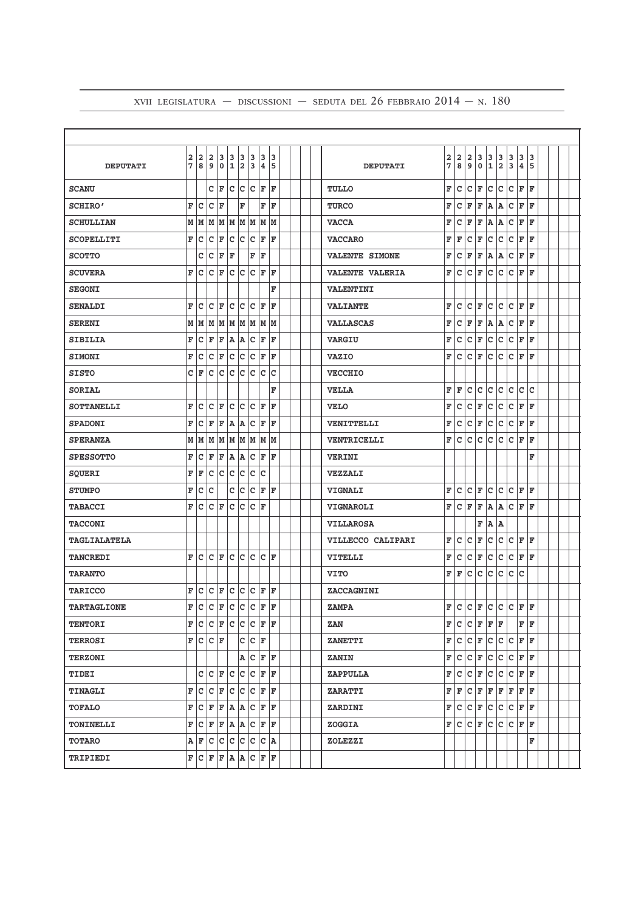| DEPUTATI | 27 | 28 | 29 | 30 | 31 | 32 | 33 | 34 | 35 |
|---|---|---|---|---|---|---|---|---|---|
| SCANU | | | C | F | C | C | C | F | F |
| SCHIRO' | F | C | C | F | | F | | F | F |
| SCHULLIAN | M | M | M | M | M | M | M | M | M |
| SCOPELLITI | F | C | C | F | C | C | C | F | F |
| SCOTTO | | C | C | F | F | | F | F | |
| SCUVERA | F | C | C | F | C | C | C | F | F |
| SEGONI | | | | | | | | | F |
| SENALDI | F | C | C | F | C | C | C | F | F |
| SERENI | M | M | M | M | M | M | M | M | M |
| SIBILIA | F | C | F | F | A | A | C | F | F |
| SIMONI | F | C | C | F | C | C | C | F | F |
| SISTO | C | F | C | C | C | C | C | C | C |
| SORIAL | | | | | | | | | F |
| SOTTANELLI | F | C | C | F | C | C | C | F | F |
| SPADONI | F | C | F | F | A | A | C | F | F |
| SPERANZA | M | M | M | M | M | M | M | M | M |
| SPESSOTTO | F | C | F | F | A | A | C | F | F |
| SQUERI | F | F | C | C | C | C | C | C | |
| STUMPO | F | C | C | | C | C | C | F | F |
| TABACCI | F | C | C | F | C | C | C | F | |
| TACCONI | | | | | | | | | |
| TAGLIALATELA | | | | | | | | | |
| TANCREDI | F | C | C | F | C | C | C | C | F |
| TARANTO | | | | | | | | | |
| TARICCO | F | C | C | F | C | C | C | F | F |
| TARTAGLIONE | F | C | C | F | C | C | C | F | F |
| TENTORI | F | C | C | F | C | C | C | F | F |
| TERROSI | F | C | C | F | | C | C | F | |
| TERZONI | | | | | | A | C | F | F |
| TIDEI | | C | C | F | C | C | C | F | F |
| TINAGLI | F | C | C | F | C | C | C | F | F |
| TOFALO | F | C | F | F | A | A | C | F | F |
| TONINELLI | F | C | F | F | A | A | C | F | F |
| TOTARO | A | F | C | C | C | C | C | C | A |
| TRIPIEDI | F | C | F | F | A | A | C | F | F |
| TULLO | F | C | C | F | C | C | C | F | F |
| TURCO | F | C | F | F | A | A | C | F | F |
| VACCA | F | C | F | F | A | A | C | F | F |
| VACCARO | F | F | C | F | C | C | C | F | F |
| VALENTE SIMONE | F | C | F | F | A | A | C | F | F |
| VALENTE VALERIA | F | C | C | F | C | C | C | F | F |
| VALENTINI | | | | | | | | | |
| VALIANTE | F | C | C | F | C | C | C | F | F |
| VALLASCAS | F | C | F | F | A | A | C | F | F |
| VARGIU | F | C | C | F | C | C | C | F | F |
| VAZIO | F | C | C | F | C | C | C | F | F |
| VECCHIO | | | | | | | | | |
| VELLA | F | F | C | C | C | C | C | C | C |
| VELO | F | C | C | F | C | C | C | F | F |
| VENITTELLI | F | C | C | F | C | C | C | F | F |
| VENTRICELLI | F | C | C | C | C | C | C | F | F |
| VERINI | | | | | | | | | F |
| VEZZALI | | | | | | | | | |
| VIGNALI | F | C | C | F | C | C | C | F | F |
| VIGNAROLI | F | C | F | F | A | A | C | F | F |
| VILLAROSA | | | | F | A | A | | | |
| VILLECCO CALIPARI | F | C | C | F | C | C | C | F | F |
| VITELLI | F | C | C | F | C | C | C | F | F |
| VITO | F | F | C | C | C | C | C | C | |
| ZACCAGNINI | | | | | | | | | |
| ZAMPA | F | C | C | F | C | C | C | F | F |
| ZAN | F | C | C | F | F | F | | F | F |
| ZANETTI | F | C | C | F | C | C | C | F | F |
| ZANIN | F | C | C | F | C | C | C | F | F |
| ZAPPULLA | F | C | C | F | C | C | C | F | F |
| ZARATTI | F | F | C | F | F | F | F | F | F |
| ZARDINI | F | C | C | F | C | C | C | F | F |
| ZOGGIA | F | C | C | F | C | C | C | F | F |
| ZOLEZZI | | | | | | | | | F |